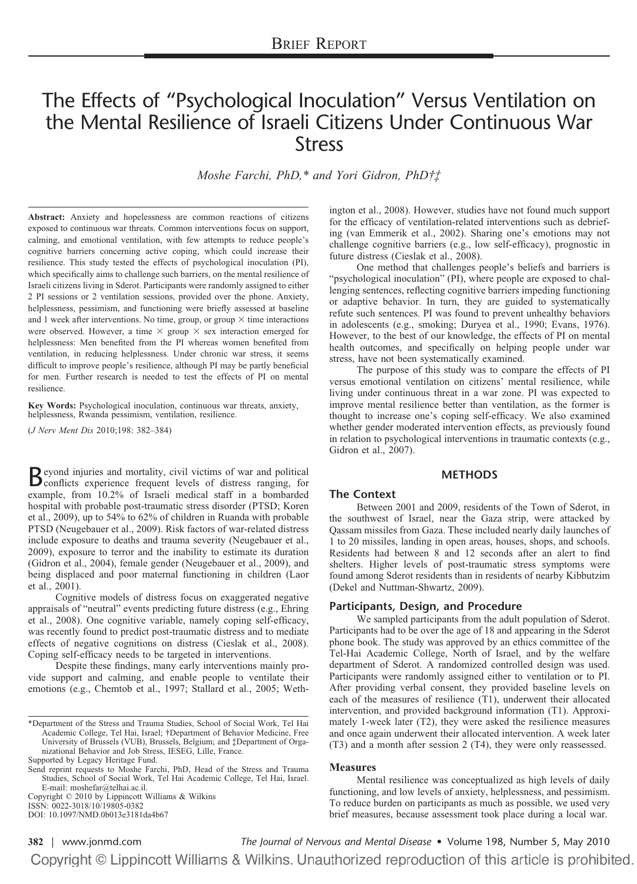BRIEF REPORT

# The Effects of "Psychological Inoculation" Versus Ventilation on the Mental Resilience of Israeli Citizens Under Continuous War Stress

*Moshe Farchi, PhD,\* and Yori Gidron, PhD†‡*

**Abstract:** Anxiety and hopelessness are common reactions of citizens exposed to continuous war threats. Common interventions focus on support, calming, and emotional ventilation, with few attempts to reduce people's cognitive barriers concerning active coping, which could increase their resilience. This study tested the effects of psychological inoculation (PI), which specifically aims to challenge such barriers, on the mental resilience of Israeli citizens living in Sderot. Participants were randomly assigned to either 2 PI sessions or 2 ventilation sessions, provided over the phone. Anxiety, helplessness, pessimism, and functioning were briefly assessed at baseline and 1 week after interventions. No time, group, or group × time interactions were observed. However, a time × group × sex interaction emerged for helplessness: Men benefited from the PI whereas women benefited from ventilation, in reducing helplessness. Under chronic war stress, it seems difficult to improve people's resilience, although PI may be partly beneficial for men. Further research is needed to test the effects of PI on mental resilience.

**Key Words:** Psychological inoculation, continuous war threats, anxiety, helplessness, Rwanda pessimism, ventilation, resilience.

(*J Nerv Ment Dis* 2010;198: 382–384)

Beyond injuries and mortality, civil victims of war and political conflicts experience frequent levels of distress ranging, for example, from 10.2% of Israeli medical staff in a bombarded hospital with probable post-traumatic stress disorder (PTSD; Koren et al., 2009), up to 54% to 62% of children in Ruanda with probable PTSD (Neugebauer et al., 2009). Risk factors of war-related distress include exposure to deaths and trauma severity (Neugebauer et al., 2009), exposure to terror and the inability to estimate its duration (Gidron et al., 2004), female gender (Neugebauer et al., 2009), and being displaced and poor maternal functioning in children (Laor et al., 2001).

Cognitive models of distress focus on exaggerated negative appraisals of "neutral" events predicting future distress (e.g., Ehring et al., 2008). One cognitive variable, namely coping self-efficacy, was recently found to predict post-traumatic distress and to mediate effects of negative cognitions on distress (Cieslak et al., 2008). Coping self-efficacy needs to be targeted in interventions.

Despite these findings, many early interventions mainly provide support and calming, and enable people to ventilate their emotions (e.g., Chemtob et al., 1997; Stallard et al., 2005; Wethington et al., 2008). However, studies have not found much support for the efficacy of ventilation-related interventions such as debriefing (van Emmerik et al., 2002). Sharing one's emotions may not challenge cognitive barriers (e.g., low self-efficacy), prognostic in future distress (Cieslak et al., 2008).

One method that challenges people's beliefs and barriers is "psychological inoculation" (PI), where people are exposed to challenging sentences, reflecting cognitive barriers impeding functioning or adaptive behavior. In turn, they are guided to systematically refute such sentences. PI was found to prevent unhealthy behaviors in adolescents (e.g., smoking; Duryea et al., 1990; Evans, 1976). However, to the best of our knowledge, the effects of PI on mental health outcomes, and specifically on helping people under war stress, have not been systematically examined.

The purpose of this study was to compare the effects of PI versus emotional ventilation on citizens' mental resilience, while living under continuous threat in a war zone. PI was expected to improve mental resilience better than ventilation, as the former is thought to increase one's coping self-efficacy. We also examined whether gender moderated intervention effects, as previously found in relation to psychological interventions in traumatic contexts (e.g., Gidron et al., 2007).

## METHODS

### The Context

Between 2001 and 2009, residents of the Town of Sderot, in the southwest of Israel, near the Gaza strip, were attacked by Qassam missiles from Gaza. These included nearly daily launches of 1 to 20 missiles, landing in open areas, houses, shops, and schools. Residents had between 8 and 12 seconds after an alert to find shelters. Higher levels of post-traumatic stress symptoms were found among Sderot residents than in residents of nearby Kibbutzim (Dekel and Nuttman-Shwartz, 2009).

### Participants, Design, and Procedure

We sampled participants from the adult population of Sderot. Participants had to be over the age of 18 and appearing in the Sderot phone book. The study was approved by an ethics committee of the Tel-Hai Academic College, North of Israel, and by the welfare department of Sderot. A randomized controlled design was used. Participants were randomly assigned either to ventilation or to PI. After providing verbal consent, they provided baseline levels on each of the measures of resilience (T1), underwent their allocated intervention, and provided background information (T1). Approximately 1-week later (T2), they were asked the resilience measures and once again underwent their allocated intervention. A week later (T3) and a month after session 2 (T4), they were only reassessed.

### Measures

Mental resilience was conceptualized as high levels of daily functioning, and low levels of anxiety, helplessness, and pessimism. To reduce burden on participants as much as possible, we used very brief measures, because assessment took place during a local war.

\*Department of the Stress and Trauma Studies, School of Social Work, Tel Hai Academic College, Tel Hai, Israel; †Department of Behavior Medicine, Free University of Brussels (VUB), Brussels, Belgium; and ‡Department of Organizational Behavior and Job Stress, IESEG, Lille, France.

Supported by Legacy Heritage Fund.

Send reprint requests to Moshe Farchi, PhD, Head of the Stress and Trauma Studies, School of Social Work, Tel Hai Academic College, Tel Hai, Israel. E-mail: moshefar@telhai.ac.il.

Copyright © 2010 by Lippincott Williams & Wilkins

ISSN: 0022-3018/10/19805-0382

DOI: 10.1097/NMD.0b013e3181da4b67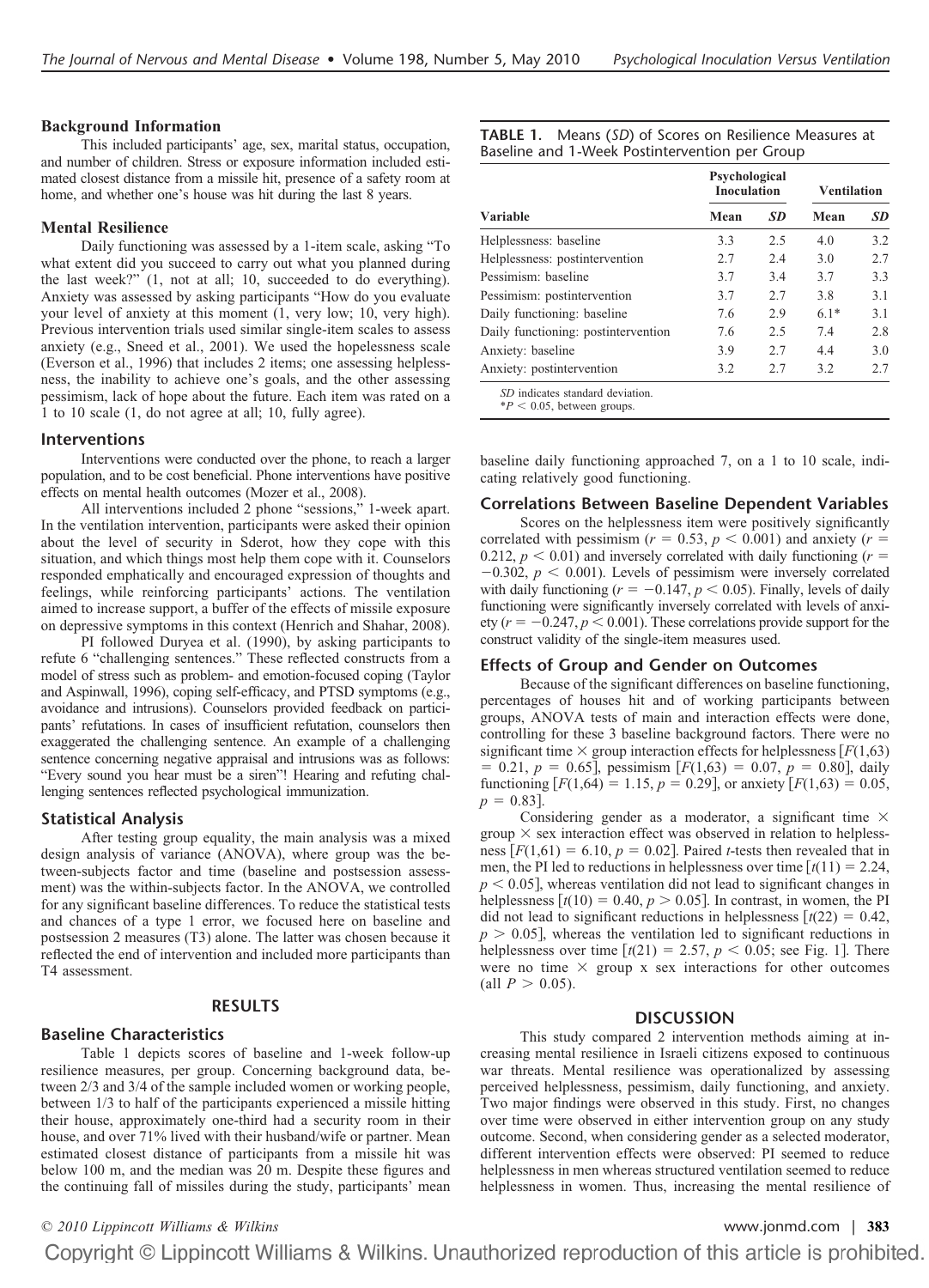### Background Information

This included participants' age, sex, marital status, occupation, and number of children. Stress or exposure information included estimated closest distance from a missile hit, presence of a safety room at home, and whether one's house was hit during the last 8 years.

### Mental Resilience

Daily functioning was assessed by a 1-item scale, asking "To what extent did you succeed to carry out what you planned during the last week?" (1, not at all; 10, succeeded to do everything). Anxiety was assessed by asking participants "How do you evaluate your level of anxiety at this moment (1, very low; 10, very high). Previous intervention trials used similar single-item scales to assess anxiety (e.g., Sneed et al., 2001). We used the hopelessness scale (Everson et al., 1996) that includes 2 items; one assessing helplessness, the inability to achieve one's goals, and the other assessing pessimism, lack of hope about the future. Each item was rated on a 1 to 10 scale (1, do not agree at all; 10, fully agree).

### Interventions

Interventions were conducted over the phone, to reach a larger population, and to be cost beneficial. Phone interventions have positive effects on mental health outcomes (Mozer et al., 2008).

All interventions included 2 phone "sessions," 1-week apart. In the ventilation intervention, participants were asked their opinion about the level of security in Sderot, how they cope with this situation, and which things most help them cope with it. Counselors responded emphatically and encouraged expression of thoughts and feelings, while reinforcing participants' actions. The ventilation aimed to increase support, a buffer of the effects of missile exposure on depressive symptoms in this context (Henrich and Shahar, 2008).

PI followed Duryea et al. (1990), by asking participants to refute 6 "challenging sentences." These reflected constructs from a model of stress such as problem- and emotion-focused coping (Taylor and Aspinwall, 1996), coping self-efficacy, and PTSD symptoms (e.g., avoidance and intrusions). Counselors provided feedback on participants' refutations. In cases of insufficient refutation, counselors then exaggerated the challenging sentence. An example of a challenging sentence concerning negative appraisal and intrusions was as follows: "Every sound you hear must be a siren"! Hearing and refuting challenging sentences reflected psychological immunization.

### Statistical Analysis

After testing group equality, the main analysis was a mixed design analysis of variance (ANOVA), where group was the between-subjects factor and time (baseline and postsession assessment) was the within-subjects factor. In the ANOVA, we controlled for any significant baseline differences. To reduce the statistical tests and chances of a type 1 error, we focused here on baseline and postsession 2 measures (T3) alone. The latter was chosen because it reflected the end of intervention and included more participants than T4 assessment.

## RESULTS

### Baseline Characteristics

Table 1 depicts scores of baseline and 1-week follow-up resilience measures, per group. Concerning background data, between 2/3 and 3/4 of the sample included women or working people, between 1/3 to half of the participants experienced a missile hitting their house, approximately one-third had a security room in their house, and over 71% lived with their husband/wife or partner. Mean estimated closest distance of participants from a missile hit was below 100 m, and the median was 20 m. Despite these figures and the continuing fall of missiles during the study, participants' mean baseline daily functioning approached 7, on a 1 to 10 scale, indicating relatively good functioning.

**TABLE 1.** Means (*SD*) of Scores on Resilience Measures at Baseline and 1-Week Postintervention per Group

| | Psychological Inoculation | | Ventilation | |
|---|---|---|---|---|
| **Variable** | **Mean** | ***SD*** | **Mean** | ***SD*** |
| Helplessness: baseline | 3.3 | 2.5 | 4.0 | 3.2 |
| Helplessness: postintervention | 2.7 | 2.4 | 3.0 | 2.7 |
| Pessimism: baseline | 3.7 | 3.4 | 3.7 | 3.3 |
| Pessimism: postintervention | 3.7 | 2.7 | 3.8 | 3.1 |
| Daily functioning: baseline | 7.6 | 2.9 | 6.1* | 3.1 |
| Daily functioning: postintervention | 7.6 | 2.5 | 7.4 | 2.8 |
| Anxiety: baseline | 3.9 | 2.7 | 4.4 | 3.0 |
| Anxiety: postintervention | 3.2 | 2.7 | 3.2 | 2.7 |

*SD* indicates standard deviation.
*$P < 0.05$, between groups.

### Correlations Between Baseline Dependent Variables

Scores on the helplessness item were positively significantly correlated with pessimism ($r = 0.53$, $p < 0.001$) and anxiety ($r = 0.212$, $p < 0.01$) and inversely correlated with daily functioning ($r = -0.302$, $p < 0.001$). Levels of pessimism were inversely correlated with daily functioning ($r = -0.147$, $p < 0.05$). Finally, levels of daily functioning were significantly inversely correlated with levels of anxiety ($r = -0.247$, $p < 0.001$). These correlations provide support for the construct validity of the single-item measures used.

### Effects of Group and Gender on Outcomes

Because of the significant differences on baseline functioning, percentages of houses hit and of working participants between groups, ANOVA tests of main and interaction effects were done, controlling for these 3 baseline background factors. There were no significant time × group interaction effects for helplessness [$F(1,63) = 0.21$, $p = 0.65$], pessimism [$F(1,63) = 0.07$, $p = 0.80$], daily functioning [$F(1,64) = 1.15$, $p = 0.29$], or anxiety [$F(1,63) = 0.05$, $p = 0.83$].

Considering gender as a moderator, a significant time × group × sex interaction effect was observed in relation to helplessness [$F(1,61) = 6.10$, $p = 0.02$]. Paired *t*-tests then revealed that in men, the PI led to reductions in helplessness over time [$t(11) = 2.24$, $p < 0.05$], whereas ventilation did not lead to significant changes in helplessness [$t(10) = 0.40$, $p > 0.05$]. In contrast, in women, the PI did not lead to significant reductions in helplessness [$t(22) = 0.42$, $p > 0.05$], whereas the ventilation led to significant reductions in helplessness over time [$t(21) = 2.57$, $p < 0.05$; see Fig. 1]. There were no time × group x sex interactions for other outcomes (all $P > 0.05$).

## DISCUSSION

This study compared 2 intervention methods aiming at increasing mental resilience in Israeli citizens exposed to continuous war threats. Mental resilience was operationalized by assessing perceived helplessness, pessimism, daily functioning, and anxiety. Two major findings were observed in this study. First, no changes over time were observed in either intervention group on any study outcome. Second, when considering gender as a selected moderator, different intervention effects were observed: PI seemed to reduce helplessness in men whereas structured ventilation seemed to reduce helplessness in women. Thus, increasing the mental resilience of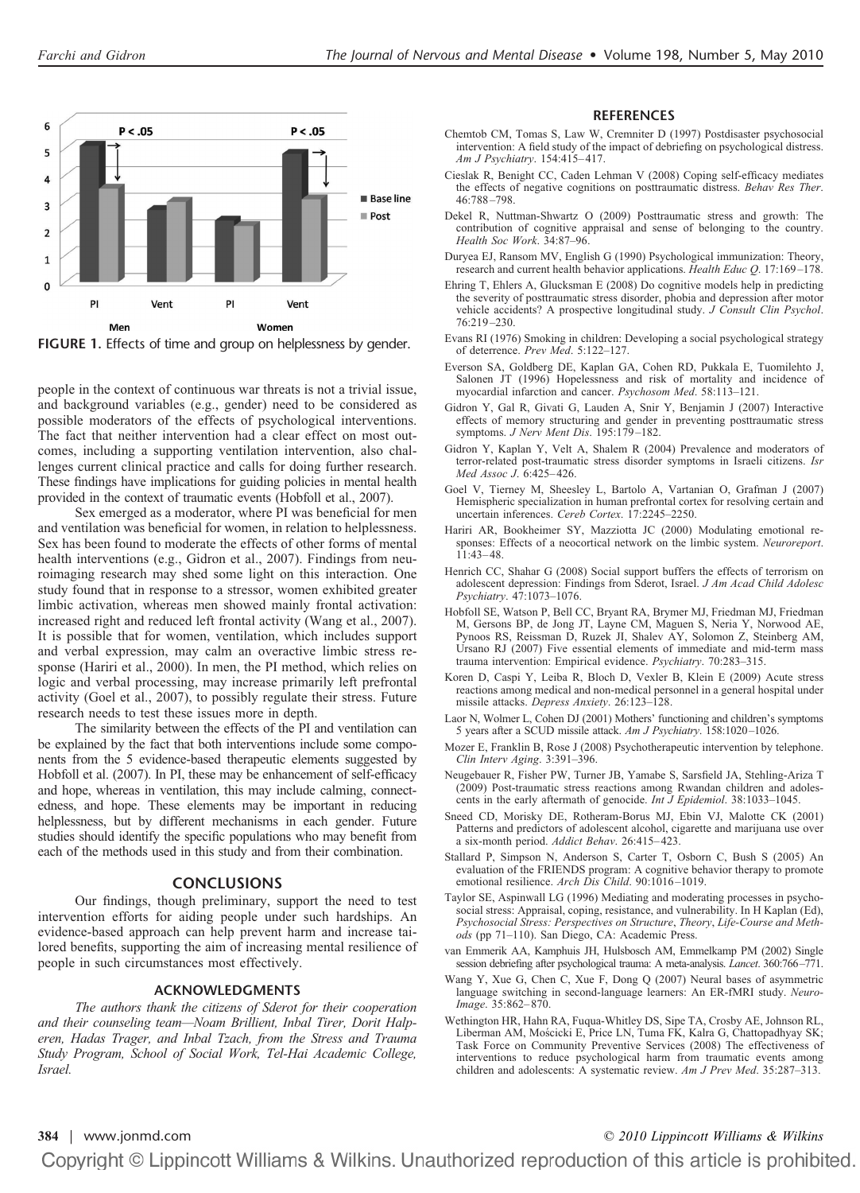6
5
4
3
2
1
0

P < .05
P < .05

PI Vent PI Vent

Men Women

Base line
Post

FIGURE 1. Effects of time and group on helplessness by gender.

people in the context of continuous war threats is not a trivial issue, and background variables (e.g., gender) need to be considered as possible moderators of the effects of psychological interventions. The fact that neither intervention had a clear effect on most outcomes, including a supporting ventilation intervention, also challenges current clinical practice and calls for doing further research. These findings have implications for guiding policies in mental health provided in the context of traumatic events (Hobfoll et al., 2007).

Sex emerged as a moderator, where PI was beneficial for men and ventilation was beneficial for women, in relation to helplessness. Sex has been found to moderate the effects of other forms of mental health interventions (e.g., Gidron et al., 2007). Findings from neuroimaging research may shed some light on this interaction. One study found that in response to a stressor, women exhibited greater limbic activation, whereas men showed mainly frontal activation: increased right and reduced left frontal activity (Wang et al., 2007). It is possible that for women, ventilation, which includes support and verbal expression, may calm an overactive limbic stress response (Hariri et al., 2000). In men, the PI method, which relies on logic and verbal processing, may increase primarily left prefrontal activity (Goel et al., 2007), to possibly regulate their stress. Future research needs to test these issues more in depth.

The similarity between the effects of the PI and ventilation can be explained by the fact that both interventions include some components from the 5 evidence-based therapeutic elements suggested by Hobfoll et al. (2007). In PI, these may be enhancement of self-efficacy and hope, whereas in ventilation, this may include calming, connectedness, and hope. These elements may be important in reducing helplessness, but by different mechanisms in each gender. Future studies should identify the specific populations who may benefit from each of the methods used in this study and from their combination.

## CONCLUSIONS

Our findings, though preliminary, support the need to test intervention efforts for aiding people under such hardships. An evidence-based approach can help prevent harm and increase tailored benefits, supporting the aim of increasing mental resilience of people in such circumstances most effectively.

## ACKNOWLEDGMENTS

*The authors thank the citizens of Sderot for their cooperation and their counseling team—Noam Brillient, Inbal Tirer, Dorit Halperen, Hadas Trager, and Inbal Tzach, from the Stress and Trauma Study Program, School of Social Work, Tel-Hai Academic College, Israel.*

## REFERENCES

Chemtob CM, Tomas S, Law W, Cremniter D (1997) Postdisaster psychosocial intervention: A field study of the impact of debriefing on psychological distress. *Am J Psychiatry*. 154:415–417.

Cieslak R, Benight CC, Caden Lehman V (2008) Coping self-efficacy mediates the effects of negative cognitions on posttraumatic distress. *Behav Res Ther*. 46:788–798.

Dekel R, Nuttman-Shwartz O (2009) Posttraumatic stress and growth: The contribution of cognitive appraisal and sense of belonging to the country. *Health Soc Work*. 34:87–96.

Duryea EJ, Ransom MV, English G (1990) Psychological immunization: Theory, research and current health behavior applications. *Health Educ Q*. 17:169–178.

Ehring T, Ehlers A, Glucksman E (2008) Do cognitive models help in predicting the severity of posttraumatic stress disorder, phobia and depression after motor vehicle accidents? A prospective longitudinal study. *J Consult Clin Psychol*. 76:219–230.

Evans RI (1976) Smoking in children: Developing a social psychological strategy of deterrence. *Prev Med*. 5:122–127.

Everson SA, Goldberg DE, Kaplan GA, Cohen RD, Pukkala E, Tuomilehto J, Salonen JT (1996) Hopelessness and risk of mortality and incidence of myocardial infarction and cancer. *Psychosom Med*. 58:113–121.

Gidron Y, Gal R, Givati G, Lauden A, Snir Y, Benjamin J (2007) Interactive effects of memory structuring and gender in preventing posttraumatic stress symptoms. *J Nerv Ment Dis*. 195:179–182.

Gidron Y, Kaplan Y, Velt A, Shalem R (2004) Prevalence and moderators of terror-related post-traumatic stress disorder symptoms in Israeli citizens. *Isr Med Assoc J*. 6:425–426.

Goel V, Tierney M, Sheesley L, Bartolo A, Vartanian O, Grafman J (2007) Hemispheric specialization in human prefrontal cortex for resolving certain and uncertain inferences. *Cereb Cortex*. 17:2245–2250.

Hariri AR, Bookheimer SY, Mazziotta JC (2000) Modulating emotional responses: Effects of a neocortical network on the limbic system. *Neuroreport*. 11:43–48.

Henrich CC, Shahar G (2008) Social support buffers the effects of terrorism on adolescent depression: Findings from Sderot, Israel. *J Am Acad Child Adolesc Psychiatry*. 47:1073–1076.

Hobfoll SE, Watson P, Bell CC, Bryant RA, Brymer MJ, Friedman MJ, Friedman M, Gersons BP, de Jong JT, Layne CM, Maguen S, Neria Y, Norwood AE, Pynoos RS, Reissman D, Ruzek JI, Shalev AY, Solomon Z, Steinberg AM, Ursano RJ (2007) Five essential elements of immediate and mid-term mass trauma intervention: Empirical evidence. *Psychiatry*. 70:283–315.

Koren D, Caspi Y, Leiba R, Bloch D, Vexler B, Klein E (2009) Acute stress reactions among medical and non-medical personnel in a general hospital under missile attacks. *Depress Anxiety*. 26:123–128.

Laor N, Wolmer L, Cohen DJ (2001) Mothers' functioning and children's symptoms 5 years after a SCUD missile attack. *Am J Psychiatry*. 158:1020–1026.

Mozer E, Franklin B, Rose J (2008) Psychotherapeutic intervention by telephone. *Clin Interv Aging*. 3:391–396.

Neugebauer R, Fisher PW, Turner JB, Yamabe S, Sarsfield JA, Stehling-Ariza T (2009) Post-traumatic stress reactions among Rwandan children and adolescents in the early aftermath of genocide. *Int J Epidemiol*. 38:1033–1045.

Sneed CD, Morisky DE, Rotheram-Borus MJ, Ebin VJ, Malotte CK (2001) Patterns and predictors of adolescent alcohol, cigarette and marijuana use over a six-month period. *Addict Behav*. 26:415–423.

Stallard P, Simpson N, Anderson S, Carter T, Osborn C, Bush S (2005) An evaluation of the FRIENDS program: A cognitive behavior therapy to promote emotional resilience. *Arch Dis Child*. 90:1016–1019.

Taylor SE, Aspinwall LG (1996) Mediating and moderating processes in psychosocial stress: Appraisal, coping, resistance, and vulnerability. In H Kaplan (Ed), *Psychosocial Stress: Perspectives on Structure, Theory, Life-Course and Methods* (pp 71–110). San Diego, CA: Academic Press.

van Emmerik AA, Kamphuis JH, Hulsbosch AM, Emmelkamp PM (2002) Single session debriefing after psychological trauma: A meta-analysis. *Lancet*. 360:766–771.

Wang Y, Xue G, Chen C, Xue F, Dong Q (2007) Neural bases of asymmetric language switching in second-language learners: An ER-fMRI study. *NeuroImage*. 35:862–870.

Wethington HR, Hahn RA, Fuqua-Whitley DS, Sipe TA, Crosby AE, Johnson RL, Liberman AM, Mościcki E, Price LN, Tuma FK, Kalra G, Chattopadhyay SK; Task Force on Community Preventive Services (2008) The effectiveness of interventions to reduce psychological harm from traumatic events among children and adolescents: A systematic review. *Am J Prev Med*. 35:287–313.